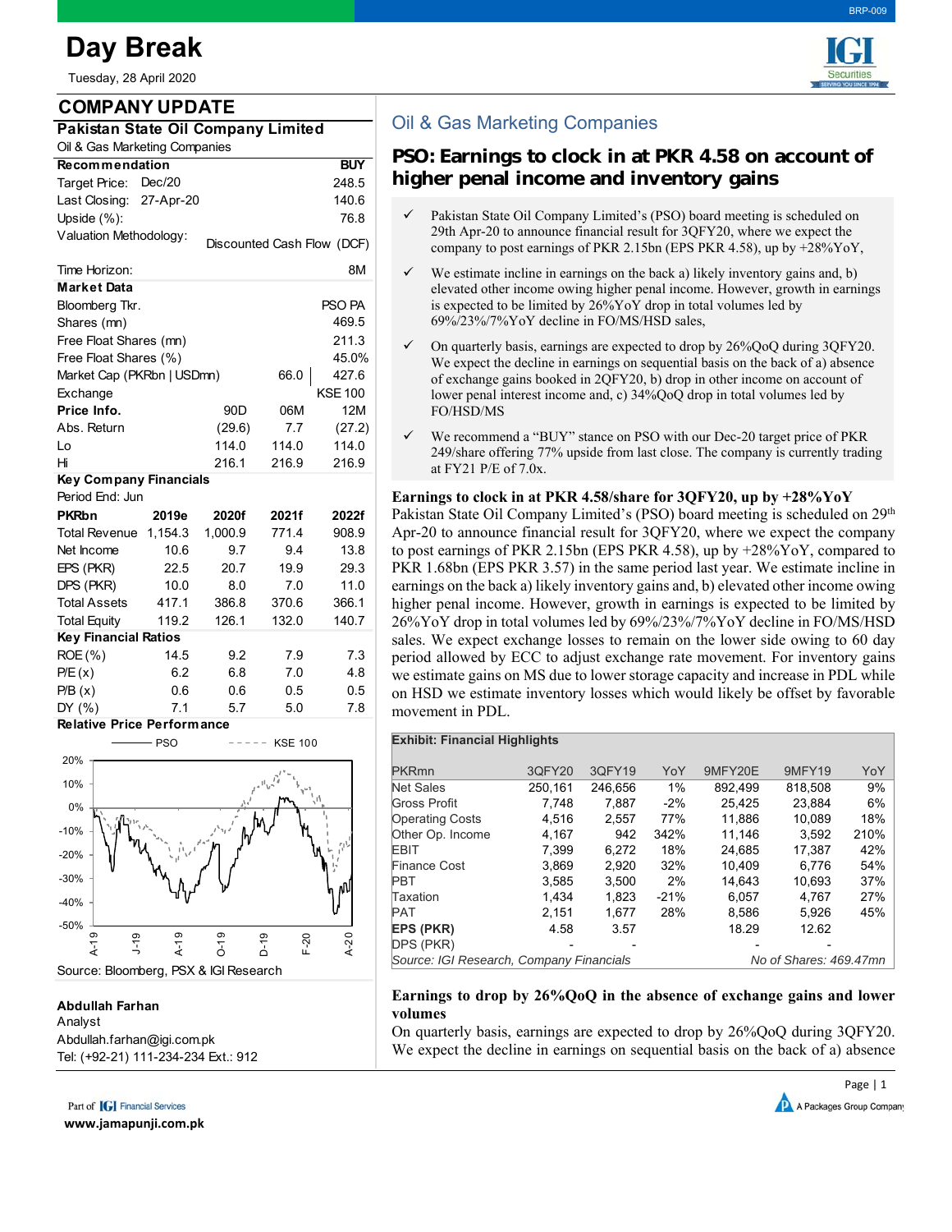# Day Break

Tuesday, 28 April 2020

## COMPANY UPDATE

### Pakistan State Oil Company Limited

Oil & Gas Marketing Companies

| Recommendation | | BUY |
|---|---|---|
| Target Price: | Dec/20 | 248.5 |
| Last Closing: | 27-Apr-20 | 140.6 |
| Upside (%): | | 76.8 |
| Valuation Methodology: | | Discounted Cash Flow (DCF) |
| Time Horizon: | | 8M |

**Market Data**

| | | | |
|---|---|---|---|
| Bloomberg Tkr. | | | PSO PA |
| Shares (mn) | | | 469.5 |
| Free Float Shares (mn) | | | 211.3 |
| Free Float Shares (%) | | | 45.0% |
| Market Cap (PKRbn \| USDmn) | | 66.0 | 427.6 |
| Exchange | | | KSE 100 |
| **Price Info.** | 90D | 06M | 12M |
| Abs. Return | (29.6) | 7.7 | (27.2) |
| Lo | 114.0 | 114.0 | 114.0 |
| Hi | 216.1 | 216.9 | 216.9 |

**Key Company Financials**

Period End: Jun

| PKRbn | 2019e | 2020f | 2021f | 2022f |
|---|---|---|---|---|
| Total Revenue | 1,154.3 | 1,000.9 | 771.4 | 908.9 |
| Net Income | 10.6 | 9.7 | 9.4 | 13.8 |
| EPS (PKR) | 22.5 | 20.7 | 19.9 | 29.3 |
| DPS (PKR) | 10.0 | 8.0 | 7.0 | 11.0 |
| Total Assets | 417.1 | 386.8 | 370.6 | 366.1 |
| Total Equity | 119.2 | 126.1 | 132.0 | 140.7 |
| **Key Financial Ratios** | | | | |
| ROE (%) | 14.5 | 9.2 | 7.9 | 7.3 |
| P/E (x) | 6.2 | 6.8 | 7.0 | 4.8 |
| P/B (x) | 0.6 | 0.6 | 0.5 | 0.5 |
| DY (%) | 7.1 | 5.7 | 5.0 | 7.8 |

**Relative Price Performance**

Source: Bloomberg, PSX & IGI Research

**Abdullah Farhan**
Analyst
Abdullah.farhan@igi.com.pk
Tel: (+92-21) 111-234-234 Ext.: 912

## Oil & Gas Marketing Companies

# PSO: Earnings to clock in at PKR 4.58 on account of higher penal income and inventory gains

- ✓ Pakistan State Oil Company Limited's (PSO) board meeting is scheduled on 29th Apr-20 to announce financial result for 3QFY20, where we expect the company to post earnings of PKR 2.15bn (EPS PKR 4.58), up by +28%YoY,
- ✓ We estimate incline in earnings on the back a) likely inventory gains and, b) elevated other income owing higher penal income. However, growth in earnings is expected to be limited by 26%YoY drop in total volumes led by 69%/23%/7%YoY decline in FO/MS/HSD sales,
- ✓ On quarterly basis, earnings are expected to drop by 26%QoQ during 3QFY20. We expect the decline in earnings on sequential basis on the back of a) absence of exchange gains booked in 2QFY20, b) drop in other income on account of lower penal interest income and, c) 34%QoQ drop in total volumes led by FO/HSD/MS
- ✓ We recommend a "BUY" stance on PSO with our Dec-20 target price of PKR 249/share offering 77% upside from last close. The company is currently trading at FY21 P/E of 7.0x.

**Earnings to clock in at PKR 4.58/share for 3QFY20, up by +28%YoY**

Pakistan State Oil Company Limited's (PSO) board meeting is scheduled on 29th Apr-20 to announce financial result for 3QFY20, where we expect the company to post earnings of PKR 2.15bn (EPS PKR 4.58), up by +28%YoY, compared to PKR 1.68bn (EPS PKR 3.57) in the same period last year. We estimate incline in earnings on the back a) likely inventory gains and, b) elevated other income owing higher penal income. However, growth in earnings is expected to be limited by 26%YoY drop in total volumes led by 69%/23%/7%YoY decline in FO/MS/HSD sales. We expect exchange losses to remain on the lower side owing to 60 day period allowed by ECC to adjust exchange rate movement. For inventory gains we estimate gains on MS due to lower storage capacity and increase in PDL while on HSD we estimate inventory losses which would likely be offset by favorable movement in PDL.

**Exhibit: Financial Highlights**

| PKRmn | 3QFY20 | 3QFY19 | YoY | 9MFY20E | 9MFY19 | YoY |
|---|---|---|---|---|---|---|
| Net Sales | 250,161 | 246,656 | 1% | 892,499 | 818,508 | 9% |
| Gross Profit | 7,748 | 7,887 | -2% | 25,425 | 23,884 | 6% |
| Operating Costs | 4,516 | 2,557 | 77% | 11,886 | 10,089 | 18% |
| Other Op. Income | 4,167 | 942 | 342% | 11,146 | 3,592 | 210% |
| EBIT | 7,399 | 6,272 | 18% | 24,685 | 17,387 | 42% |
| Finance Cost | 3,869 | 2,920 | 32% | 10,409 | 6,776 | 54% |
| PBT | 3,585 | 3,500 | 2% | 14,643 | 10,693 | 37% |
| Taxation | 1,434 | 1,823 | -21% | 6,057 | 4,767 | 27% |
| PAT | 2,151 | 1,677 | 28% | 8,586 | 5,926 | 45% |
| **EPS (PKR)** | 4.58 | 3.57 | | 18.29 | 12.62 | |
| DPS (PKR) | - | - | | - | - | |

*Source: IGI Research, Company Financials* — *No of Shares: 469.47mn*

**Earnings to drop by 26%QoQ in the absence of exchange gains and lower volumes**

On quarterly basis, earnings are expected to drop by 26%QoQ during 3QFY20. We expect the decline in earnings on sequential basis on the back of a) absence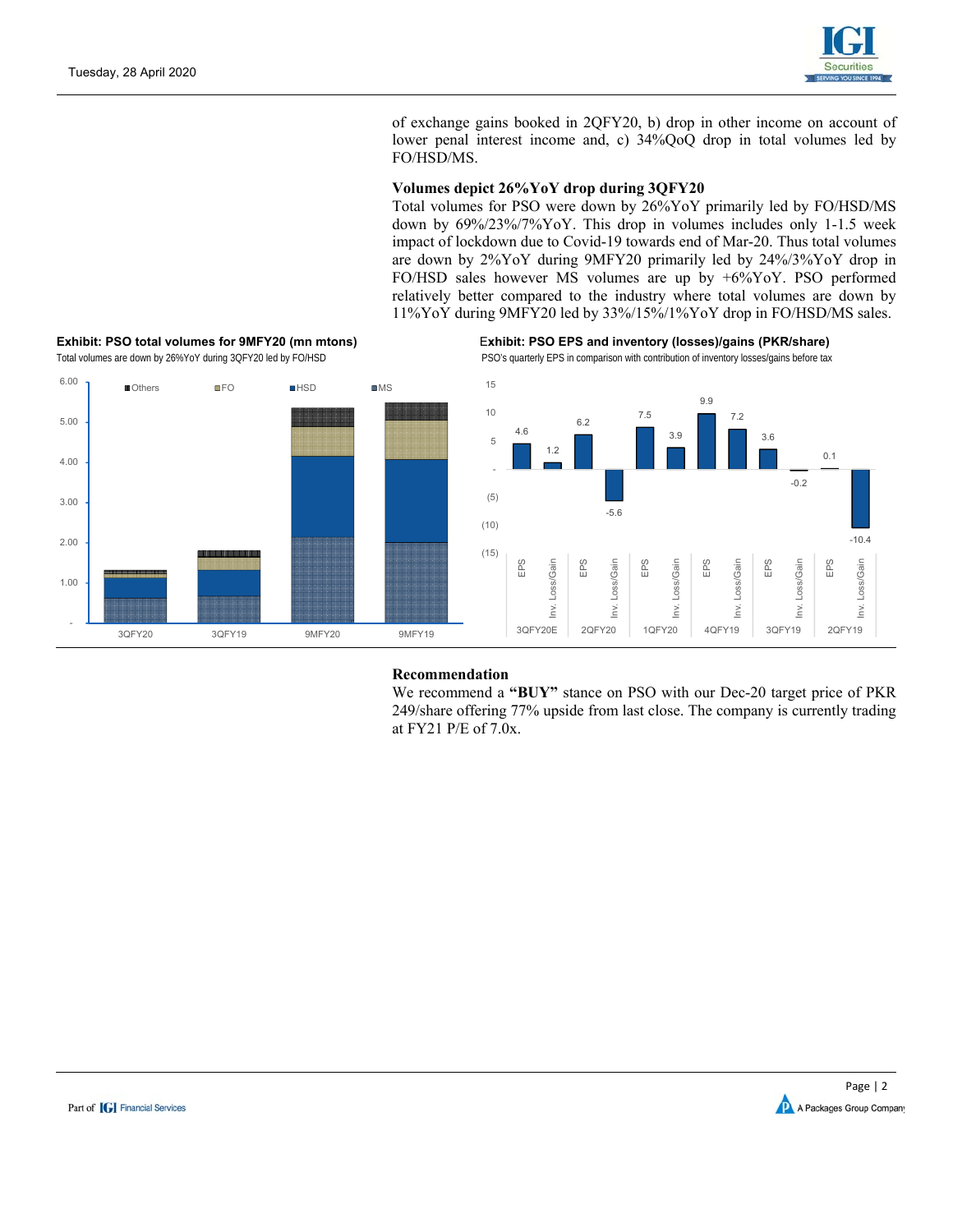of exchange gains booked in 2QFY20, b) drop in other income on account of lower penal interest income and, c) 34%QoQ drop in total volumes led by FO/HSD/MS.

**Volumes depict 26%YoY drop during 3QFY20**

Total volumes for PSO were down by 26%YoY primarily led by FO/HSD/MS down by 69%/23%/7%YoY. This drop in volumes includes only 1-1.5 week impact of lockdown due to Covid-19 towards end of Mar-20. Thus total volumes are down by 2%YoY during 9MFY20 primarily led by 24%/3%YoY drop in FO/HSD sales however MS volumes are up by +6%YoY. PSO performed relatively better compared to the industry where total volumes are down by 11%YoY during 9MFY20 led by 33%/15%/1%YoY drop in FO/HSD/MS sales.

**Exhibit: PSO total volumes for 9MFY20 (mn mtons)**

Total volumes are down by 26%YoY during 3QFY20 led by FO/HSD

Others, FO, HSD, MS

6.00, 5.00, 4.00, 3.00, 2.00, 1.00, -

3QFY20, 3QFY19, 9MFY20, 9MFY19

**Exhibit: PSO EPS and inventory (losses)/gains (PKR/share)**

PSO's quarterly EPS in comparison with contribution of inventory losses/gains before tax

15, 10, 5, -, (5), (10), (15)

4.6, 1.2, 6.2, -5.6, 7.5, 3.9, 9.9, 7.2, 3.6, -0.2, 0.1, -10.4

EPS, Inv. Loss/Gain

3QFY20E, 2QFY20, 1QFY20, 4QFY19, 3QFY19, 2QFY19

**Recommendation**

We recommend a **"BUY"** stance on PSO with our Dec-20 target price of PKR 249/share offering 77% upside from last close. The company is currently trading at FY21 P/E of 7.0x.